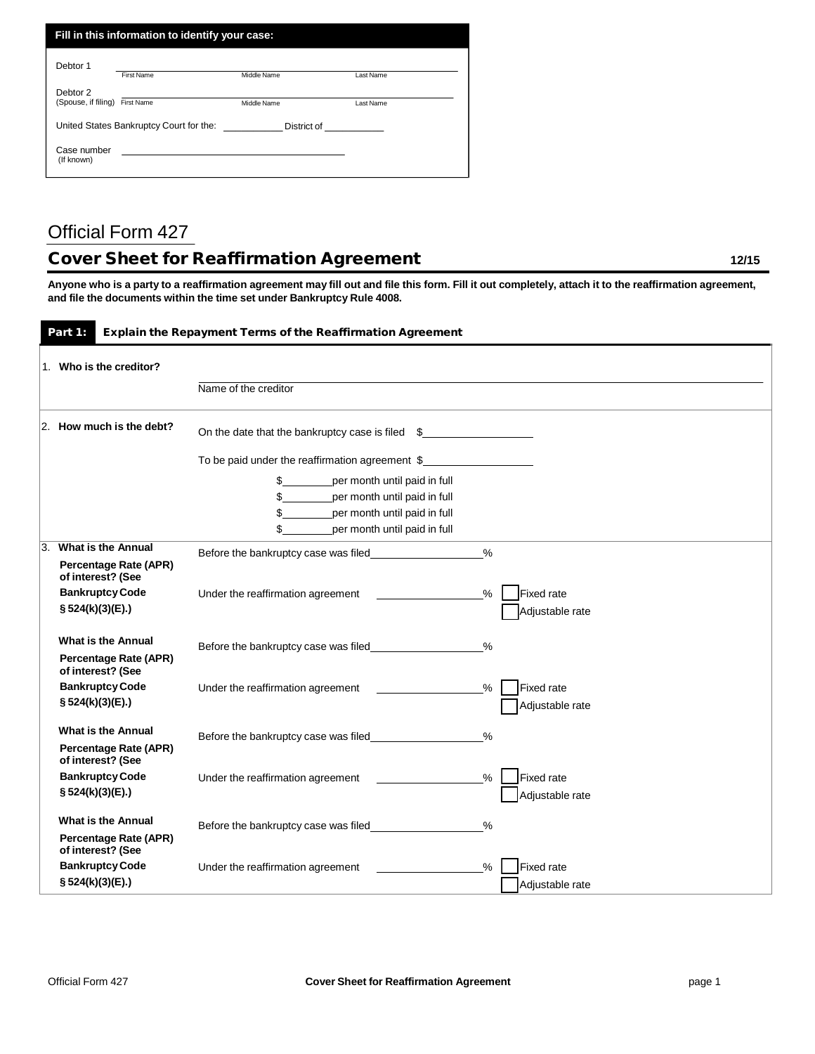**Fill in this information to identify your case:**

Debtor 1 ______________________________________________
First Name Middle Name Last Name

Debtor 2 ______________________________________________
(Spouse, if filing) First Name Middle Name Last Name

United States Bankruptcy Court for the: __________ District of __________

Case number ______________________________________
(If known)

# Official Form 427

## Cover Sheet for Reaffirmation Agreement

12/15

**Anyone who is a party to a reaffirmation agreement may fill out and file this form. Fill it out completely, attach it to the reaffirmation agreement, and file the documents within the time set under Bankruptcy Rule 4008.**

### Part 1: Explain the Repayment Terms of the Reaffirmation Agreement

1. **Who is the creditor?**

______________________________________________
Name of the creditor

2. **How much is the debt?**

On the date that the bankruptcy case is filed $__________

To be paid under the reaffirmation agreement $__________

$________per month until paid in full

$________per month until paid in full

$________per month until paid in full

$________per month until paid in full

3. **What is the Annual Percentage Rate (APR) of interest? (See Bankruptcy Code § 524(k)(3)(E).)**

Before the bankruptcy case was filed __________%

Under the reaffirmation agreement __________% ☐ Fixed rate ☐ Adjustable rate

**What is the Annual Percentage Rate (APR) of interest? (See Bankruptcy Code § 524(k)(3)(E).)**

Before the bankruptcy case was filed __________%

Under the reaffirmation agreement __________% ☐ Fixed rate ☐ Adjustable rate

**What is the Annual Percentage Rate (APR) of interest? (See Bankruptcy Code § 524(k)(3)(E).)**

Before the bankruptcy case was filed __________%

Under the reaffirmation agreement __________% ☐ Fixed rate ☐ Adjustable rate

**What is the Annual Percentage Rate (APR) of interest? (See Bankruptcy Code § 524(k)(3)(E).)**

Before the bankruptcy case was filed __________%

Under the reaffirmation agreement __________% ☐ Fixed rate ☐ Adjustable rate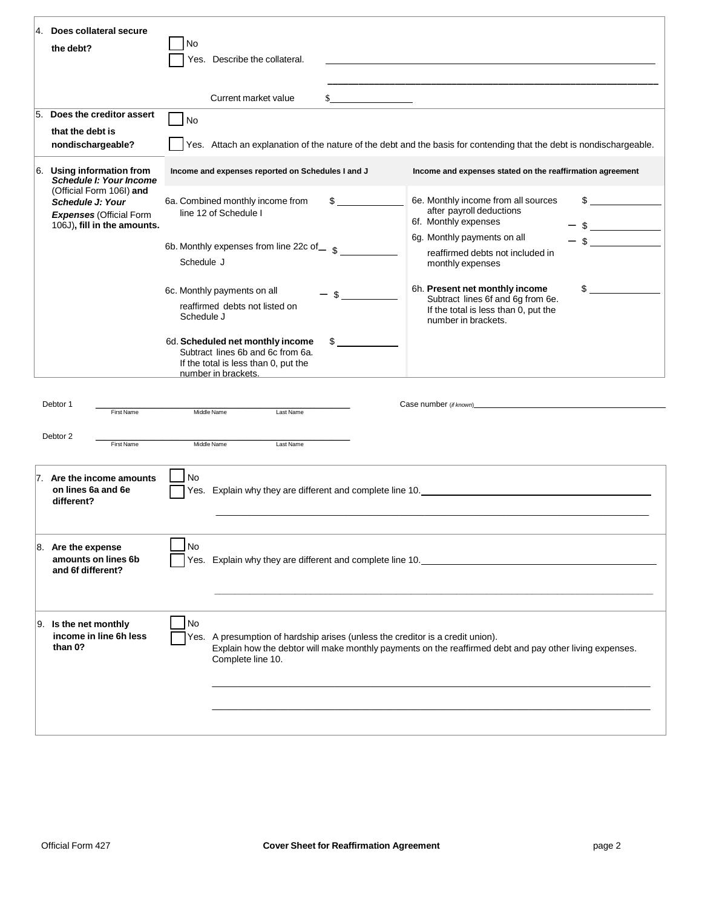4. **Does collateral secure the debt?**

☐ No

☐ Yes. Describe the collateral. ______________________________

______________________________

Current market value $__________

5. **Does the creditor assert that the debt is nondischargeable?**

☐ No

☐ Yes. Attach an explanation of the nature of the debt and the basis for contending that the debt is nondischargeable.

6. **Using information from *Schedule I: Your Income* (Official Form 106I) and *Schedule J: Your Expenses* (Official Form 106J), fill in the amounts.**

| Income and expenses reported on Schedules I and J | | Income and expenses stated on the reaffirmation agreement | |
|---|---|---|---|
| 6a. Combined monthly income from line 12 of Schedule I | $ ________ | 6e. Monthly income from all sources after payroll deductions | $ ________ |
| 6b. Monthly expenses from line 22c of Schedule J | − $ ________ | 6f. Monthly expenses | − $ ________ |
| 6c. Monthly payments on all reaffirmed debts not listed on Schedule J | − $ ________ | 6g. Monthly payments on all reaffirmed debts not included in monthly expenses | − $ ________ |
| 6d. **Scheduled net monthly income** Subtract lines 6b and 6c from 6a. If the total is less than 0, put the number in brackets. | $ ________ | 6h. **Present net monthly income** Subtract lines 6f and 6g from 6e. If the total is less than 0, put the number in brackets. | $ ________ |

Debtor 1 ______________________________ (First Name, Middle Name, Last Name) Case number *(if known)* ______________________________

Debtor 2 ______________________________ (First Name, Middle Name, Last Name)

7. **Are the income amounts on lines 6a and 6e different?**

☐ No

☐ Yes. Explain why they are different and complete line 10. ______________________________

______________________________

8. **Are the expense amounts on lines 6b and 6f different?**

☐ No

☐ Yes. Explain why they are different and complete line 10. ______________________________

______________________________

9. **Is the net monthly income in line 6h less than 0?**

☐ No

☐ Yes. A presumption of hardship arises (unless the creditor is a credit union). Explain how the debtor will make monthly payments on the reaffirmed debt and pay other living expenses. Complete line 10.

______________________________

______________________________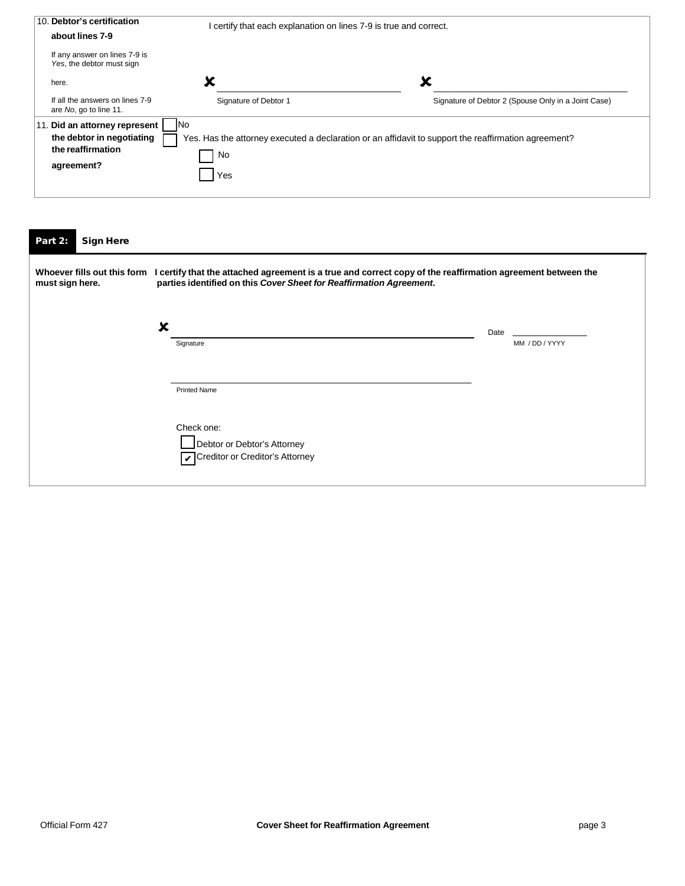**10. Debtor's certification about lines 7-9**

If any answer on lines 7-9 is *Yes*, the debtor must sign here.

If all the answers on lines 7-9 are *No*, go to line 11.

I certify that each explanation on lines 7-9 is true and correct.

✘ ______________________________ Signature of Debtor 1

✘ ______________________________ Signature of Debtor 2 (Spouse Only in a Joint Case)

**11. Did an attorney represent the debtor in negotiating the reaffirmation agreement?**

☐ No

☐ Yes. Has the attorney executed a declaration or an affidavit to support the reaffirmation agreement?

☐ No

☐ Yes

## Part 2: Sign Here

**Whoever fills out this form must sign here.**

**I certify that the attached agreement is a true and correct copy of the reaffirmation agreement between the parties identified on this *Cover Sheet for Reaffirmation Agreement*.**

✘ ______________________________ Signature

Date ______________ MM / DD / YYYY

______________________________ Printed Name

Check one:

☐ Debtor or Debtor's Attorney

☑ Creditor or Creditor's Attorney